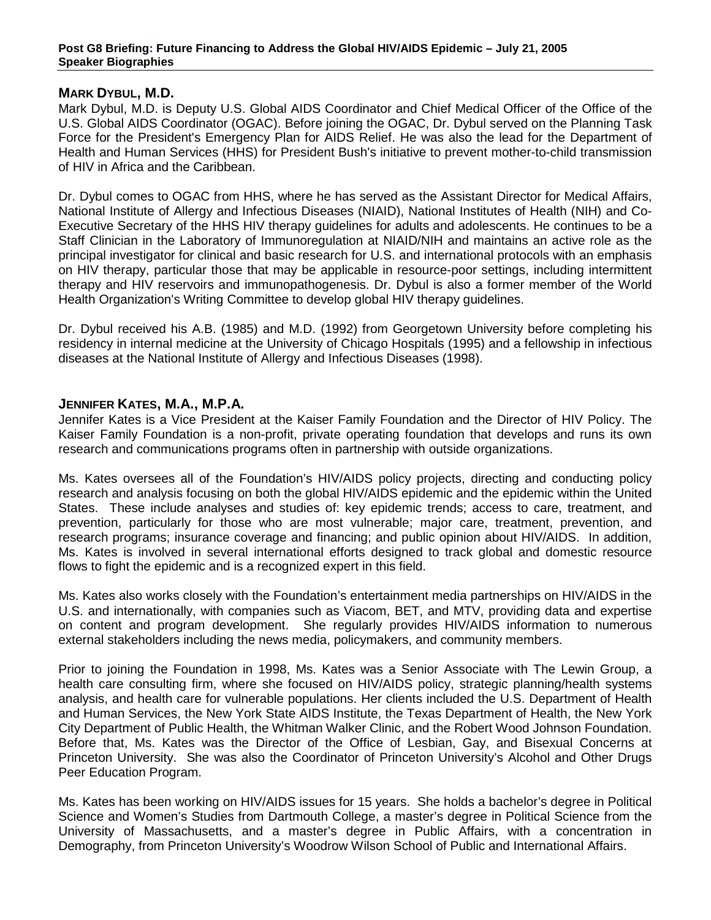**Post G8 Briefing: Future Financing to Address the Global HIV/AIDS Epidemic – July 21, 2005**
**Speaker Biographies**

## MARK DYBUL, M.D.

Mark Dybul, M.D. is Deputy U.S. Global AIDS Coordinator and Chief Medical Officer of the Office of the U.S. Global AIDS Coordinator (OGAC). Before joining the OGAC, Dr. Dybul served on the Planning Task Force for the President's Emergency Plan for AIDS Relief. He was also the lead for the Department of Health and Human Services (HHS) for President Bush's initiative to prevent mother-to-child transmission of HIV in Africa and the Caribbean.

Dr. Dybul comes to OGAC from HHS, where he has served as the Assistant Director for Medical Affairs, National Institute of Allergy and Infectious Diseases (NIAID), National Institutes of Health (NIH) and Co-Executive Secretary of the HHS HIV therapy guidelines for adults and adolescents. He continues to be a Staff Clinician in the Laboratory of Immunoregulation at NIAID/NIH and maintains an active role as the principal investigator for clinical and basic research for U.S. and international protocols with an emphasis on HIV therapy, particular those that may be applicable in resource-poor settings, including intermittent therapy and HIV reservoirs and immunopathogenesis. Dr. Dybul is also a former member of the World Health Organization's Writing Committee to develop global HIV therapy guidelines.

Dr. Dybul received his A.B. (1985) and M.D. (1992) from Georgetown University before completing his residency in internal medicine at the University of Chicago Hospitals (1995) and a fellowship in infectious diseases at the National Institute of Allergy and Infectious Diseases (1998).

## JENNIFER KATES, M.A., M.P.A.

Jennifer Kates is a Vice President at the Kaiser Family Foundation and the Director of HIV Policy. The Kaiser Family Foundation is a non-profit, private operating foundation that develops and runs its own research and communications programs often in partnership with outside organizations.

Ms. Kates oversees all of the Foundation's HIV/AIDS policy projects, directing and conducting policy research and analysis focusing on both the global HIV/AIDS epidemic and the epidemic within the United States. These include analyses and studies of: key epidemic trends; access to care, treatment, and prevention, particularly for those who are most vulnerable; major care, treatment, prevention, and research programs; insurance coverage and financing; and public opinion about HIV/AIDS. In addition, Ms. Kates is involved in several international efforts designed to track global and domestic resource flows to fight the epidemic and is a recognized expert in this field.

Ms. Kates also works closely with the Foundation's entertainment media partnerships on HIV/AIDS in the U.S. and internationally, with companies such as Viacom, BET, and MTV, providing data and expertise on content and program development. She regularly provides HIV/AIDS information to numerous external stakeholders including the news media, policymakers, and community members.

Prior to joining the Foundation in 1998, Ms. Kates was a Senior Associate with The Lewin Group, a health care consulting firm, where she focused on HIV/AIDS policy, strategic planning/health systems analysis, and health care for vulnerable populations. Her clients included the U.S. Department of Health and Human Services, the New York State AIDS Institute, the Texas Department of Health, the New York City Department of Public Health, the Whitman Walker Clinic, and the Robert Wood Johnson Foundation. Before that, Ms. Kates was the Director of the Office of Lesbian, Gay, and Bisexual Concerns at Princeton University. She was also the Coordinator of Princeton University's Alcohol and Other Drugs Peer Education Program.

Ms. Kates has been working on HIV/AIDS issues for 15 years. She holds a bachelor's degree in Political Science and Women's Studies from Dartmouth College, a master's degree in Political Science from the University of Massachusetts, and a master's degree in Public Affairs, with a concentration in Demography, from Princeton University's Woodrow Wilson School of Public and International Affairs.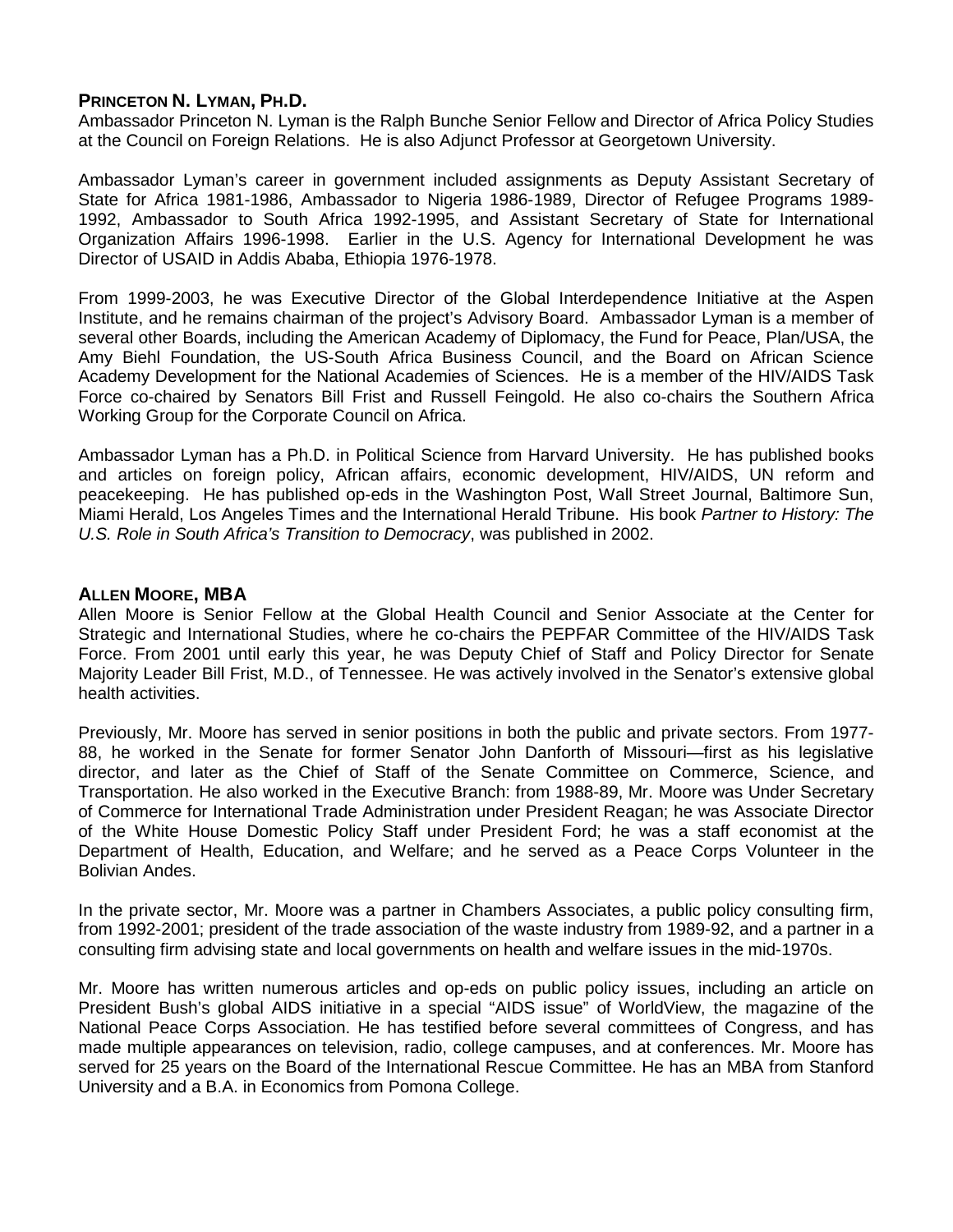## **PRINCETON N. LYMAN, PH.D.**

Ambassador Princeton N. Lyman is the Ralph Bunche Senior Fellow and Director of Africa Policy Studies at the Council on Foreign Relations. He is also Adjunct Professor at Georgetown University.

Ambassador Lyman's career in government included assignments as Deputy Assistant Secretary of State for Africa 1981-1986, Ambassador to Nigeria 1986-1989, Director of Refugee Programs 1989-1992, Ambassador to South Africa 1992-1995, and Assistant Secretary of State for International Organization Affairs 1996-1998. Earlier in the U.S. Agency for International Development he was Director of USAID in Addis Ababa, Ethiopia 1976-1978.

From 1999-2003, he was Executive Director of the Global Interdependence Initiative at the Aspen Institute, and he remains chairman of the project's Advisory Board. Ambassador Lyman is a member of several other Boards, including the American Academy of Diplomacy, the Fund for Peace, Plan/USA, the Amy Biehl Foundation, the US-South Africa Business Council, and the Board on African Science Academy Development for the National Academies of Sciences. He is a member of the HIV/AIDS Task Force co-chaired by Senators Bill Frist and Russell Feingold. He also co-chairs the Southern Africa Working Group for the Corporate Council on Africa.

Ambassador Lyman has a Ph.D. in Political Science from Harvard University. He has published books and articles on foreign policy, African affairs, economic development, HIV/AIDS, UN reform and peacekeeping. He has published op-eds in the Washington Post, Wall Street Journal, Baltimore Sun, Miami Herald, Los Angeles Times and the International Herald Tribune. His book *Partner to History: The U.S. Role in South Africa's Transition to Democracy*, was published in 2002.

## **ALLEN MOORE, MBA**

Allen Moore is Senior Fellow at the Global Health Council and Senior Associate at the Center for Strategic and International Studies, where he co-chairs the PEPFAR Committee of the HIV/AIDS Task Force. From 2001 until early this year, he was Deputy Chief of Staff and Policy Director for Senate Majority Leader Bill Frist, M.D., of Tennessee. He was actively involved in the Senator's extensive global health activities.

Previously, Mr. Moore has served in senior positions in both the public and private sectors. From 1977-88, he worked in the Senate for former Senator John Danforth of Missouri—first as his legislative director, and later as the Chief of Staff of the Senate Committee on Commerce, Science, and Transportation. He also worked in the Executive Branch: from 1988-89, Mr. Moore was Under Secretary of Commerce for International Trade Administration under President Reagan; he was Associate Director of the White House Domestic Policy Staff under President Ford; he was a staff economist at the Department of Health, Education, and Welfare; and he served as a Peace Corps Volunteer in the Bolivian Andes.

In the private sector, Mr. Moore was a partner in Chambers Associates, a public policy consulting firm, from 1992-2001; president of the trade association of the waste industry from 1989-92, and a partner in a consulting firm advising state and local governments on health and welfare issues in the mid-1970s.

Mr. Moore has written numerous articles and op-eds on public policy issues, including an article on President Bush's global AIDS initiative in a special "AIDS issue" of WorldView, the magazine of the National Peace Corps Association. He has testified before several committees of Congress, and has made multiple appearances on television, radio, college campuses, and at conferences. Mr. Moore has served for 25 years on the Board of the International Rescue Committee. He has an MBA from Stanford University and a B.A. in Economics from Pomona College.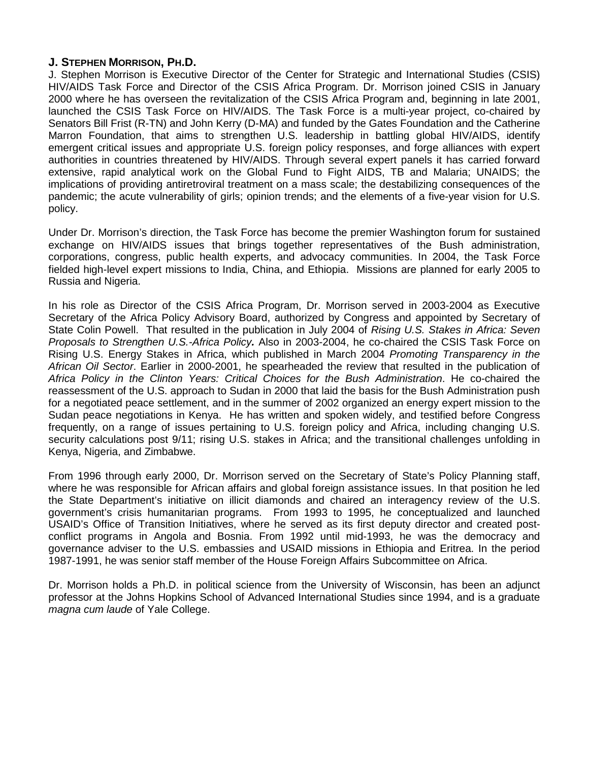**J. STEPHEN MORRISON, PH.D.**

J. Stephen Morrison is Executive Director of the Center for Strategic and International Studies (CSIS) HIV/AIDS Task Force and Director of the CSIS Africa Program. Dr. Morrison joined CSIS in January 2000 where he has overseen the revitalization of the CSIS Africa Program and, beginning in late 2001, launched the CSIS Task Force on HIV/AIDS. The Task Force is a multi-year project, co-chaired by Senators Bill Frist (R-TN) and John Kerry (D-MA) and funded by the Gates Foundation and the Catherine Marron Foundation, that aims to strengthen U.S. leadership in battling global HIV/AIDS, identify emergent critical issues and appropriate U.S. foreign policy responses, and forge alliances with expert authorities in countries threatened by HIV/AIDS. Through several expert panels it has carried forward extensive, rapid analytical work on the Global Fund to Fight AIDS, TB and Malaria; UNAIDS; the implications of providing antiretroviral treatment on a mass scale; the destabilizing consequences of the pandemic; the acute vulnerability of girls; opinion trends; and the elements of a five-year vision for U.S. policy.

Under Dr. Morrison's direction, the Task Force has become the premier Washington forum for sustained exchange on HIV/AIDS issues that brings together representatives of the Bush administration, corporations, congress, public health experts, and advocacy communities. In 2004, the Task Force fielded high-level expert missions to India, China, and Ethiopia. Missions are planned for early 2005 to Russia and Nigeria.

In his role as Director of the CSIS Africa Program, Dr. Morrison served in 2003-2004 as Executive Secretary of the Africa Policy Advisory Board, authorized by Congress and appointed by Secretary of State Colin Powell. That resulted in the publication in July 2004 of *Rising U.S. Stakes in Africa: Seven Proposals to Strengthen U.S.-Africa Policy***.** Also in 2003-2004, he co-chaired the CSIS Task Force on Rising U.S. Energy Stakes in Africa, which published in March 2004 *Promoting Transparency in the African Oil Sector*. Earlier in 2000-2001, he spearheaded the review that resulted in the publication of *Africa Policy in the Clinton Years: Critical Choices for the Bush Administration*. He co-chaired the reassessment of the U.S. approach to Sudan in 2000 that laid the basis for the Bush Administration push for a negotiated peace settlement, and in the summer of 2002 organized an energy expert mission to the Sudan peace negotiations in Kenya. He has written and spoken widely, and testified before Congress frequently, on a range of issues pertaining to U.S. foreign policy and Africa, including changing U.S. security calculations post 9/11; rising U.S. stakes in Africa; and the transitional challenges unfolding in Kenya, Nigeria, and Zimbabwe.

From 1996 through early 2000, Dr. Morrison served on the Secretary of State's Policy Planning staff, where he was responsible for African affairs and global foreign assistance issues. In that position he led the State Department's initiative on illicit diamonds and chaired an interagency review of the U.S. government's crisis humanitarian programs. From 1993 to 1995, he conceptualized and launched USAID's Office of Transition Initiatives, where he served as its first deputy director and created post-conflict programs in Angola and Bosnia. From 1992 until mid-1993, he was the democracy and governance adviser to the U.S. embassies and USAID missions in Ethiopia and Eritrea. In the period 1987-1991, he was senior staff member of the House Foreign Affairs Subcommittee on Africa.

Dr. Morrison holds a Ph.D. in political science from the University of Wisconsin, has been an adjunct professor at the Johns Hopkins School of Advanced International Studies since 1994, and is a graduate *magna cum laude* of Yale College.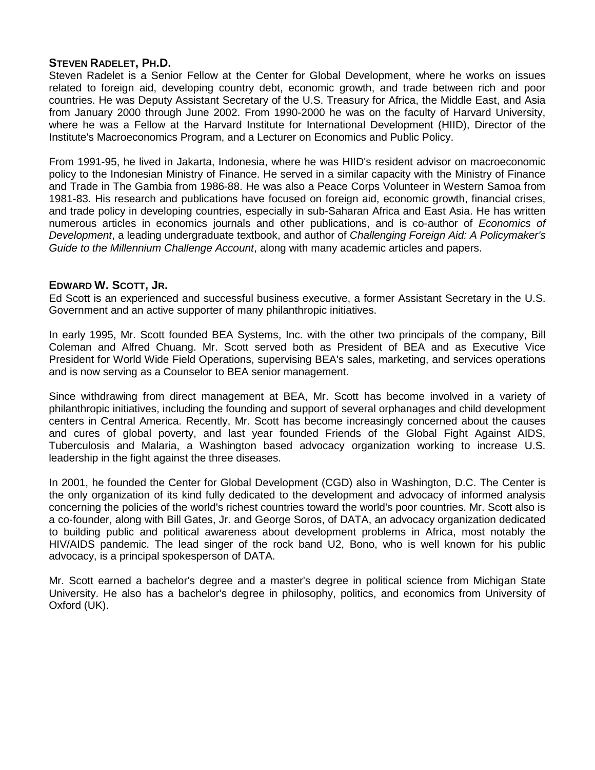### **Steven Radelet, Ph.D.**

Steven Radelet is a Senior Fellow at the Center for Global Development, where he works on issues related to foreign aid, developing country debt, economic growth, and trade between rich and poor countries. He was Deputy Assistant Secretary of the U.S. Treasury for Africa, the Middle East, and Asia from January 2000 through June 2002. From 1990-2000 he was on the faculty of Harvard University, where he was a Fellow at the Harvard Institute for International Development (HIID), Director of the Institute's Macroeconomics Program, and a Lecturer on Economics and Public Policy.

From 1991-95, he lived in Jakarta, Indonesia, where he was HIID's resident advisor on macroeconomic policy to the Indonesian Ministry of Finance. He served in a similar capacity with the Ministry of Finance and Trade in The Gambia from 1986-88. He was also a Peace Corps Volunteer in Western Samoa from 1981-83. His research and publications have focused on foreign aid, economic growth, financial crises, and trade policy in developing countries, especially in sub-Saharan Africa and East Asia. He has written numerous articles in economics journals and other publications, and is co-author of *Economics of Development*, a leading undergraduate textbook, and author of *Challenging Foreign Aid: A Policymaker's Guide to the Millennium Challenge Account*, along with many academic articles and papers.

### **Edward W. Scott, Jr.**

Ed Scott is an experienced and successful business executive, a former Assistant Secretary in the U.S. Government and an active supporter of many philanthropic initiatives.

In early 1995, Mr. Scott founded BEA Systems, Inc. with the other two principals of the company, Bill Coleman and Alfred Chuang. Mr. Scott served both as President of BEA and as Executive Vice President for World Wide Field Operations, supervising BEA's sales, marketing, and services operations and is now serving as a Counselor to BEA senior management.

Since withdrawing from direct management at BEA, Mr. Scott has become involved in a variety of philanthropic initiatives, including the founding and support of several orphanages and child development centers in Central America. Recently, Mr. Scott has become increasingly concerned about the causes and cures of global poverty, and last year founded Friends of the Global Fight Against AIDS, Tuberculosis and Malaria, a Washington based advocacy organization working to increase U.S. leadership in the fight against the three diseases.

In 2001, he founded the Center for Global Development (CGD) also in Washington, D.C. The Center is the only organization of its kind fully dedicated to the development and advocacy of informed analysis concerning the policies of the world's richest countries toward the world's poor countries. Mr. Scott also is a co-founder, along with Bill Gates, Jr. and George Soros, of DATA, an advocacy organization dedicated to building public and political awareness about development problems in Africa, most notably the HIV/AIDS pandemic. The lead singer of the rock band U2, Bono, who is well known for his public advocacy, is a principal spokesperson of DATA.

Mr. Scott earned a bachelor's degree and a master's degree in political science from Michigan State University. He also has a bachelor's degree in philosophy, politics, and economics from University of Oxford (UK).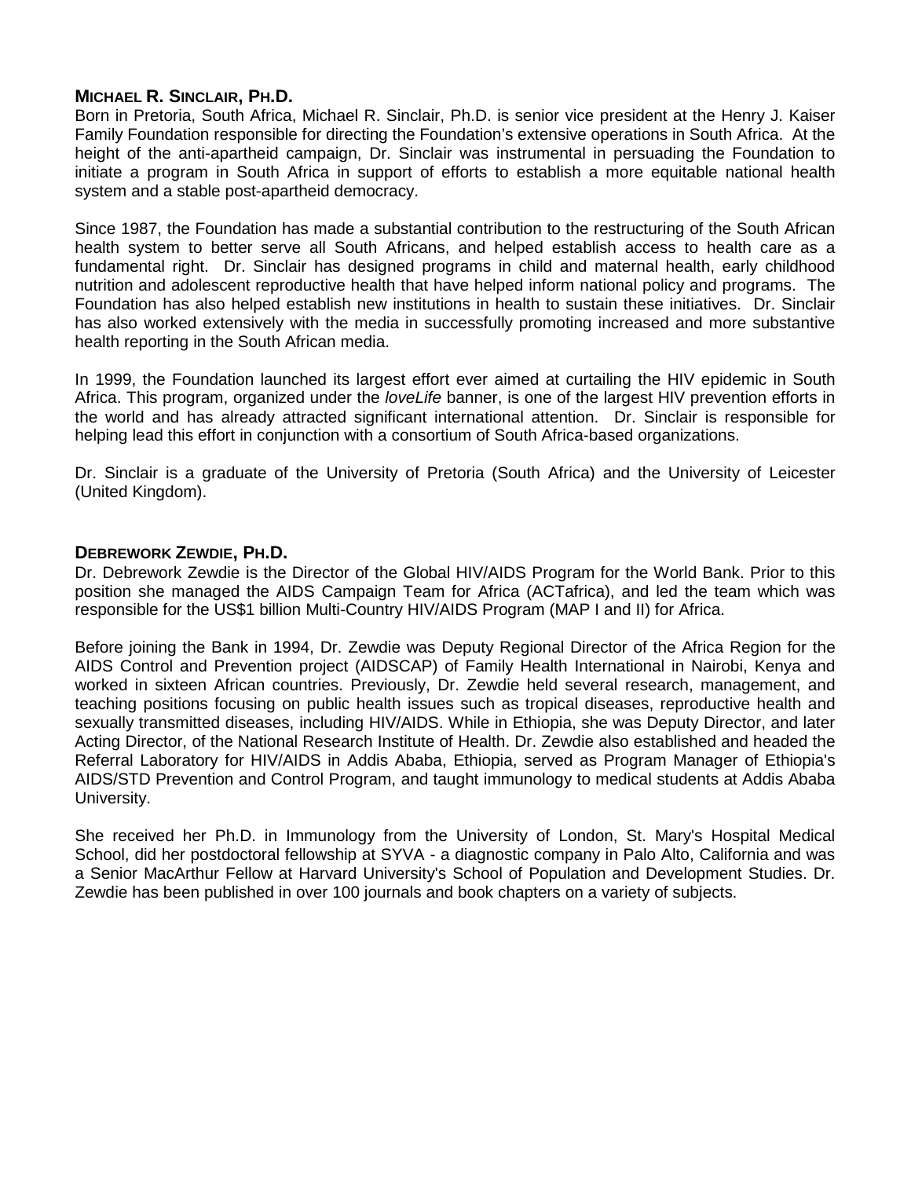### **Michael R. Sinclair, Ph.D.**

Born in Pretoria, South Africa, Michael R. Sinclair, Ph.D. is senior vice president at the Henry J. Kaiser Family Foundation responsible for directing the Foundation's extensive operations in South Africa. At the height of the anti-apartheid campaign, Dr. Sinclair was instrumental in persuading the Foundation to initiate a program in South Africa in support of efforts to establish a more equitable national health system and a stable post-apartheid democracy.

Since 1987, the Foundation has made a substantial contribution to the restructuring of the South African health system to better serve all South Africans, and helped establish access to health care as a fundamental right. Dr. Sinclair has designed programs in child and maternal health, early childhood nutrition and adolescent reproductive health that have helped inform national policy and programs. The Foundation has also helped establish new institutions in health to sustain these initiatives. Dr. Sinclair has also worked extensively with the media in successfully promoting increased and more substantive health reporting in the South African media.

In 1999, the Foundation launched its largest effort ever aimed at curtailing the HIV epidemic in South Africa. This program, organized under the *loveLife* banner, is one of the largest HIV prevention efforts in the world and has already attracted significant international attention. Dr. Sinclair is responsible for helping lead this effort in conjunction with a consortium of South Africa-based organizations.

Dr. Sinclair is a graduate of the University of Pretoria (South Africa) and the University of Leicester (United Kingdom).

### **Debrework Zewdie, Ph.D.**

Dr. Debrework Zewdie is the Director of the Global HIV/AIDS Program for the World Bank. Prior to this position she managed the AIDS Campaign Team for Africa (ACTafrica), and led the team which was responsible for the US$1 billion Multi-Country HIV/AIDS Program (MAP I and II) for Africa.

Before joining the Bank in 1994, Dr. Zewdie was Deputy Regional Director of the Africa Region for the AIDS Control and Prevention project (AIDSCAP) of Family Health International in Nairobi, Kenya and worked in sixteen African countries. Previously, Dr. Zewdie held several research, management, and teaching positions focusing on public health issues such as tropical diseases, reproductive health and sexually transmitted diseases, including HIV/AIDS. While in Ethiopia, she was Deputy Director, and later Acting Director, of the National Research Institute of Health. Dr. Zewdie also established and headed the Referral Laboratory for HIV/AIDS in Addis Ababa, Ethiopia, served as Program Manager of Ethiopia's AIDS/STD Prevention and Control Program, and taught immunology to medical students at Addis Ababa University.

She received her Ph.D. in Immunology from the University of London, St. Mary's Hospital Medical School, did her postdoctoral fellowship at SYVA - a diagnostic company in Palo Alto, California and was a Senior MacArthur Fellow at Harvard University's School of Population and Development Studies. Dr. Zewdie has been published in over 100 journals and book chapters on a variety of subjects.